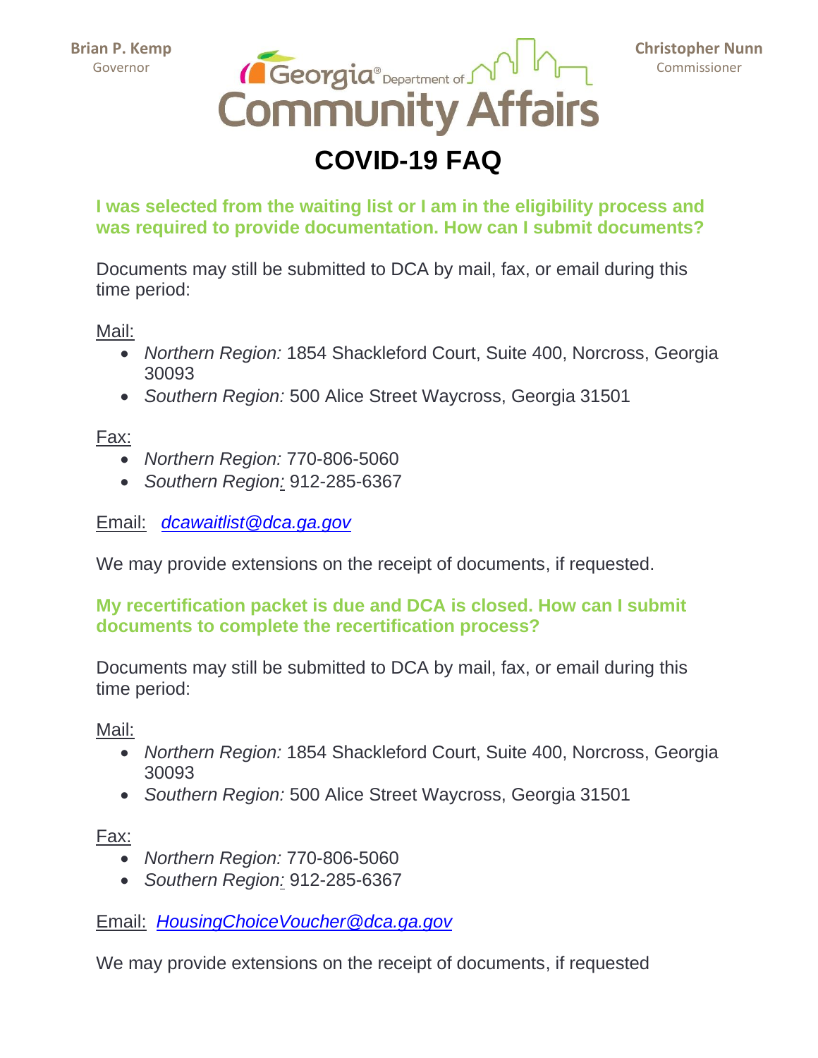Brian P. Kemp
Governor

Georgia Department of Community Affairs

Christopher Nunn
Commissioner

# COVID-19 FAQ

### I was selected from the waiting list or I am in the eligibility process and was required to provide documentation. How can I submit documents?

Documents may still be submitted to DCA by mail, fax, or email during this time period:

Mail:

- *Northern Region:* 1854 Shackleford Court, Suite 400, Norcross, Georgia 30093
- *Southern Region:* 500 Alice Street Waycross, Georgia 31501

Fax:

- *Northern Region:* 770-806-5060
- *Southern Region:* 912-285-6367

Email: *dcawaitlist@dca.ga.gov*

We may provide extensions on the receipt of documents, if requested.

### My recertification packet is due and DCA is closed. How can I submit documents to complete the recertification process?

Documents may still be submitted to DCA by mail, fax, or email during this time period:

Mail:

- *Northern Region:* 1854 Shackleford Court, Suite 400, Norcross, Georgia 30093
- *Southern Region:* 500 Alice Street Waycross, Georgia 31501

Fax:

- *Northern Region:* 770-806-5060
- *Southern Region:* 912-285-6367

Email: *HousingChoiceVoucher@dca.ga.gov*

We may provide extensions on the receipt of documents, if requested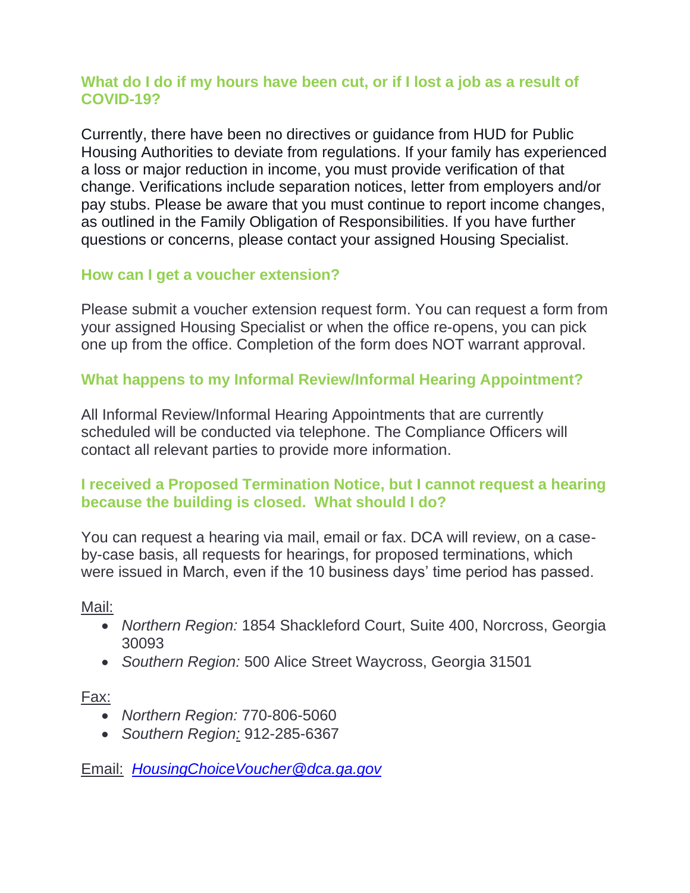**What do I do if my hours have been cut, or if I lost a job as a result of COVID-19?**

Currently, there have been no directives or guidance from HUD for Public Housing Authorities to deviate from regulations. If your family has experienced a loss or major reduction in income, you must provide verification of that change. Verifications include separation notices, letter from employers and/or pay stubs. Please be aware that you must continue to report income changes, as outlined in the Family Obligation of Responsibilities. If you have further questions or concerns, please contact your assigned Housing Specialist.

**How can I get a voucher extension?**

Please submit a voucher extension request form. You can request a form from your assigned Housing Specialist or when the office re-opens, you can pick one up from the office. Completion of the form does NOT warrant approval.

**What happens to my Informal Review/Informal Hearing Appointment?**

All Informal Review/Informal Hearing Appointments that are currently scheduled will be conducted via telephone. The Compliance Officers will contact all relevant parties to provide more information.

**I received a Proposed Termination Notice, but I cannot request a hearing because the building is closed. What should I do?**

You can request a hearing via mail, email or fax. DCA will review, on a case-by-case basis, all requests for hearings, for proposed terminations, which were issued in March, even if the 10 business days' time period has passed.

Mail:

- *Northern Region:* 1854 Shackleford Court, Suite 400, Norcross, Georgia 30093
- *Southern Region:* 500 Alice Street Waycross, Georgia 31501

Fax:

- *Northern Region:* 770-806-5060
- *Southern Region:* 912-285-6367

Email: *HousingChoiceVoucher@dca.ga.gov*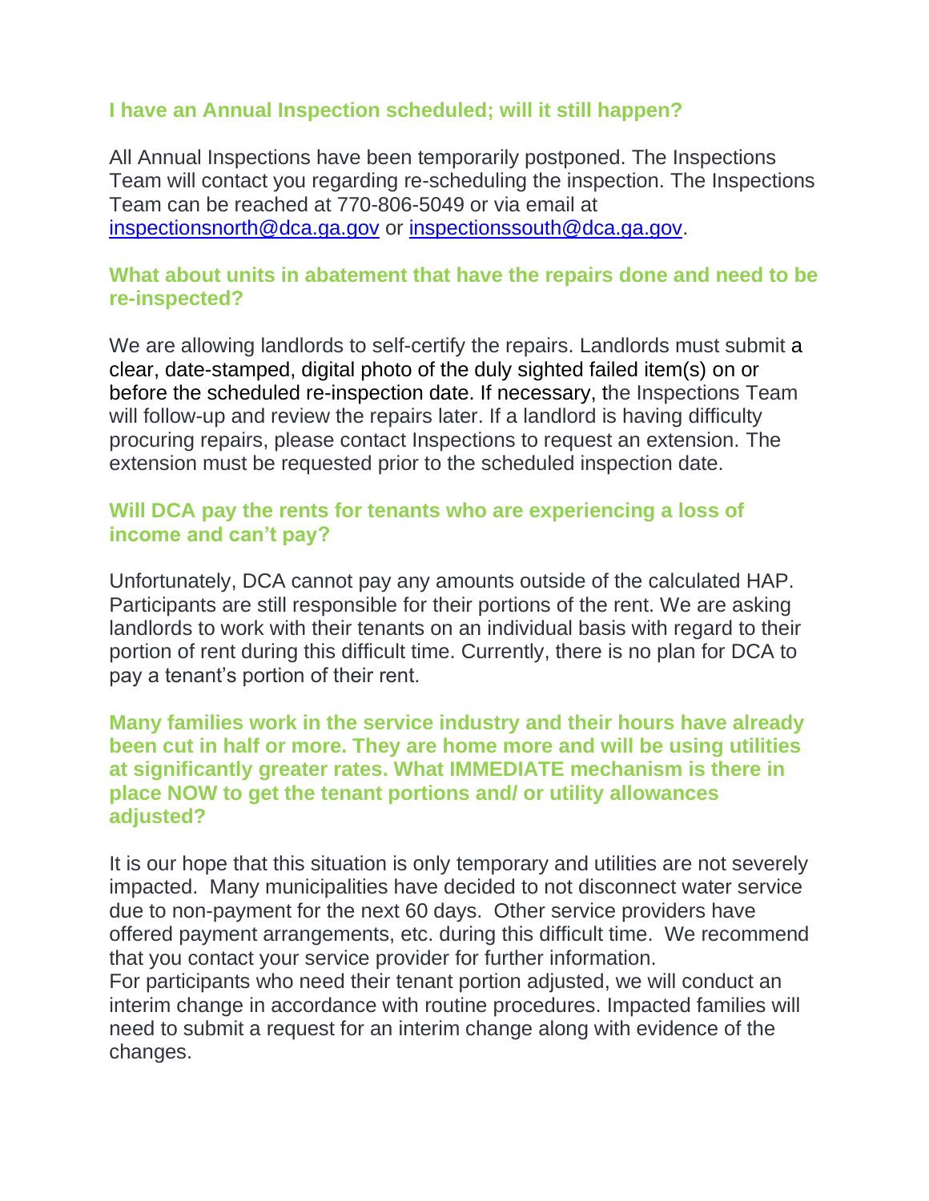### I have an Annual Inspection scheduled; will it still happen?

All Annual Inspections have been temporarily postponed. The Inspections Team will contact you regarding re-scheduling the inspection. The Inspections Team can be reached at 770-806-5049 or via email at inspectionsnorth@dca.ga.gov or inspectionssouth@dca.ga.gov.

### What about units in abatement that have the repairs done and need to be re-inspected?

We are allowing landlords to self-certify the repairs. Landlords must submit a clear, date-stamped, digital photo of the duly sighted failed item(s) on or before the scheduled re-inspection date. If necessary, the Inspections Team will follow-up and review the repairs later. If a landlord is having difficulty procuring repairs, please contact Inspections to request an extension. The extension must be requested prior to the scheduled inspection date.

### Will DCA pay the rents for tenants who are experiencing a loss of income and can't pay?

Unfortunately, DCA cannot pay any amounts outside of the calculated HAP. Participants are still responsible for their portions of the rent. We are asking landlords to work with their tenants on an individual basis with regard to their portion of rent during this difficult time. Currently, there is no plan for DCA to pay a tenant's portion of their rent.

### Many families work in the service industry and their hours have already been cut in half or more. They are home more and will be using utilities at significantly greater rates. What IMMEDIATE mechanism is there in place NOW to get the tenant portions and/ or utility allowances adjusted?

It is our hope that this situation is only temporary and utilities are not severely impacted. Many municipalities have decided to not disconnect water service due to non-payment for the next 60 days. Other service providers have offered payment arrangements, etc. during this difficult time. We recommend that you contact your service provider for further information.
For participants who need their tenant portion adjusted, we will conduct an interim change in accordance with routine procedures. Impacted families will need to submit a request for an interim change along with evidence of the changes.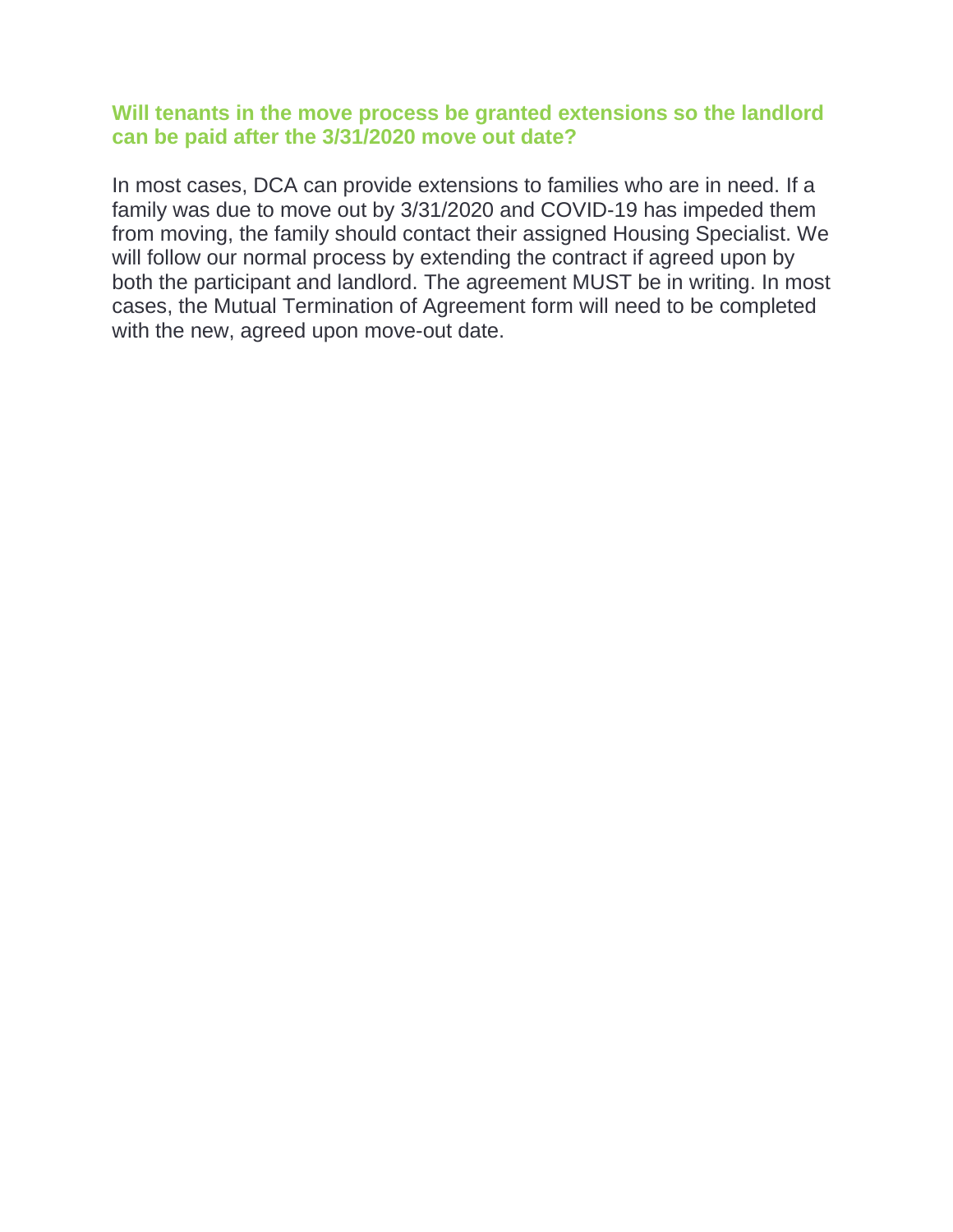### Will tenants in the move process be granted extensions so the landlord can be paid after the 3/31/2020 move out date?

In most cases, DCA can provide extensions to families who are in need. If a family was due to move out by 3/31/2020 and COVID-19 has impeded them from moving, the family should contact their assigned Housing Specialist. We will follow our normal process by extending the contract if agreed upon by both the participant and landlord. The agreement MUST be in writing. In most cases, the Mutual Termination of Agreement form will need to be completed with the new, agreed upon move-out date.